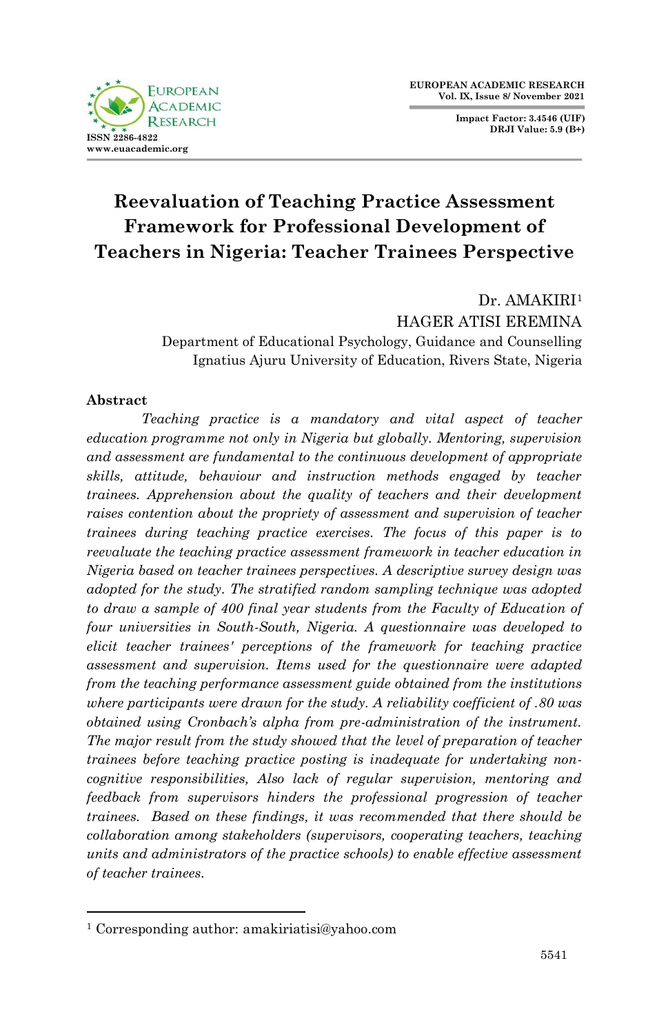# Reevaluation of Teaching Practice Assessment Framework for Professional Development of Teachers in Nigeria: Teacher Trainees Perspective

Dr. AMAKIRI[1]
HAGER ATISI EREMINA
Department of Educational Psychology, Guidance and Counselling
Ignatius Ajuru University of Education, Rivers State, Nigeria

## Abstract

*Teaching practice is a mandatory and vital aspect of teacher education programme not only in Nigeria but globally. Mentoring, supervision and assessment are fundamental to the continuous development of appropriate skills, attitude, behaviour and instruction methods engaged by teacher trainees. Apprehension about the quality of teachers and their development raises contention about the propriety of assessment and supervision of teacher trainees during teaching practice exercises. The focus of this paper is to reevaluate the teaching practice assessment framework in teacher education in Nigeria based on teacher trainees perspectives. A descriptive survey design was adopted for the study. The stratified random sampling technique was adopted to draw a sample of 400 final year students from the Faculty of Education of four universities in South-South, Nigeria. A questionnaire was developed to elicit teacher trainees' perceptions of the framework for teaching practice assessment and supervision. Items used for the questionnaire were adapted from the teaching performance assessment guide obtained from the institutions where participants were drawn for the study. A reliability coefficient of .80 was obtained using Cronbach's alpha from pre-administration of the instrument. The major result from the study showed that the level of preparation of teacher trainees before teaching practice posting is inadequate for undertaking non-cognitive responsibilities, Also lack of regular supervision, mentoring and feedback from supervisors hinders the professional progression of teacher trainees. Based on these findings, it was recommended that there should be collaboration among stakeholders (supervisors, cooperating teachers, teaching units and administrators of the practice schools) to enable effective assessment of teacher trainees.*

[1] Corresponding author: amakiriatisi@yahoo.com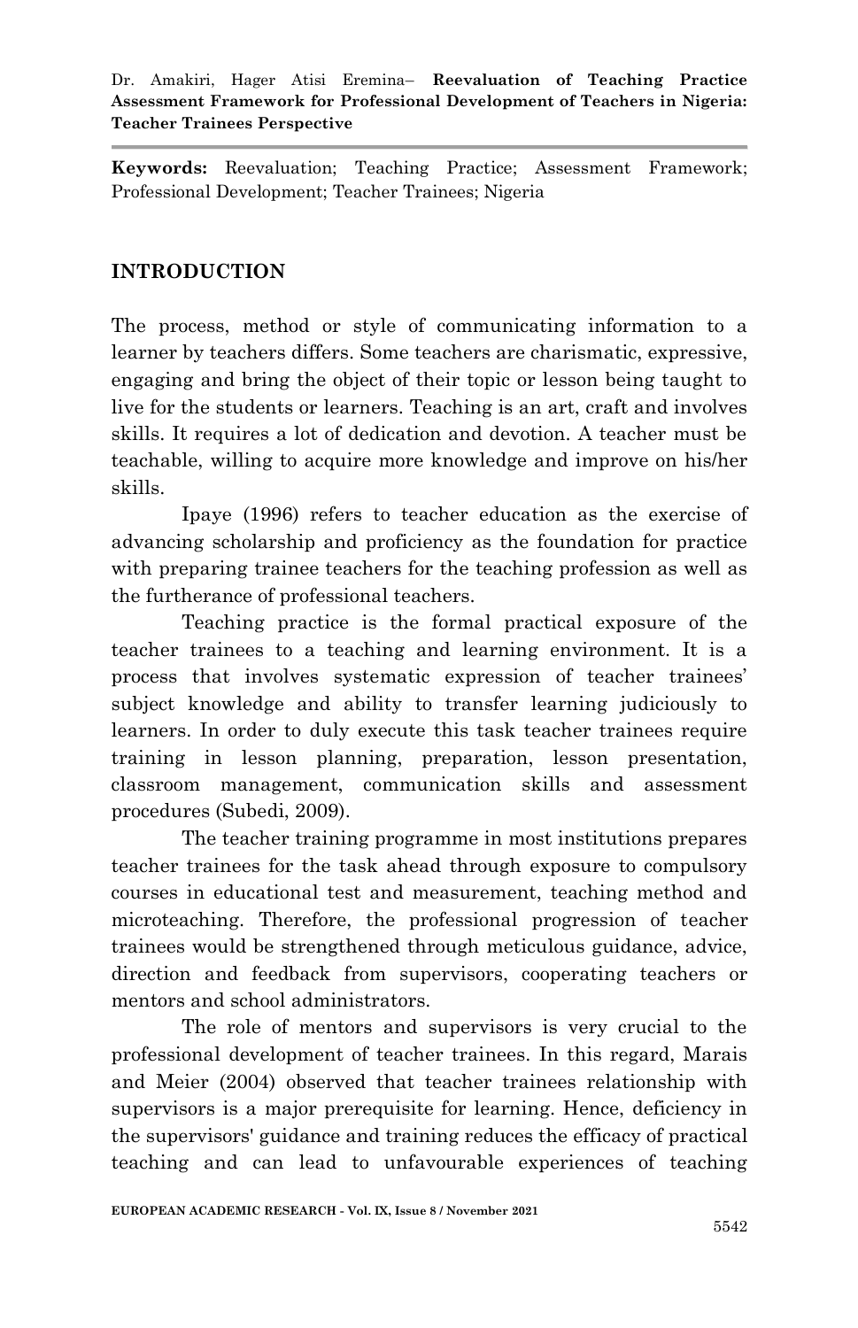**Keywords:** Reevaluation; Teaching Practice; Assessment Framework; Professional Development; Teacher Trainees; Nigeria

## INTRODUCTION

The process, method or style of communicating information to a learner by teachers differs. Some teachers are charismatic, expressive, engaging and bring the object of their topic or lesson being taught to live for the students or learners. Teaching is an art, craft and involves skills. It requires a lot of dedication and devotion. A teacher must be teachable, willing to acquire more knowledge and improve on his/her skills.

Ipaye (1996) refers to teacher education as the exercise of advancing scholarship and proficiency as the foundation for practice with preparing trainee teachers for the teaching profession as well as the furtherance of professional teachers.

Teaching practice is the formal practical exposure of the teacher trainees to a teaching and learning environment. It is a process that involves systematic expression of teacher trainees' subject knowledge and ability to transfer learning judiciously to learners. In order to duly execute this task teacher trainees require training in lesson planning, preparation, lesson presentation, classroom management, communication skills and assessment procedures (Subedi, 2009).

The teacher training programme in most institutions prepares teacher trainees for the task ahead through exposure to compulsory courses in educational test and measurement, teaching method and microteaching. Therefore, the professional progression of teacher trainees would be strengthened through meticulous guidance, advice, direction and feedback from supervisors, cooperating teachers or mentors and school administrators.

The role of mentors and supervisors is very crucial to the professional development of teacher trainees. In this regard, Marais and Meier (2004) observed that teacher trainees relationship with supervisors is a major prerequisite for learning. Hence, deficiency in the supervisors' guidance and training reduces the efficacy of practical teaching and can lead to unfavourable experiences of teaching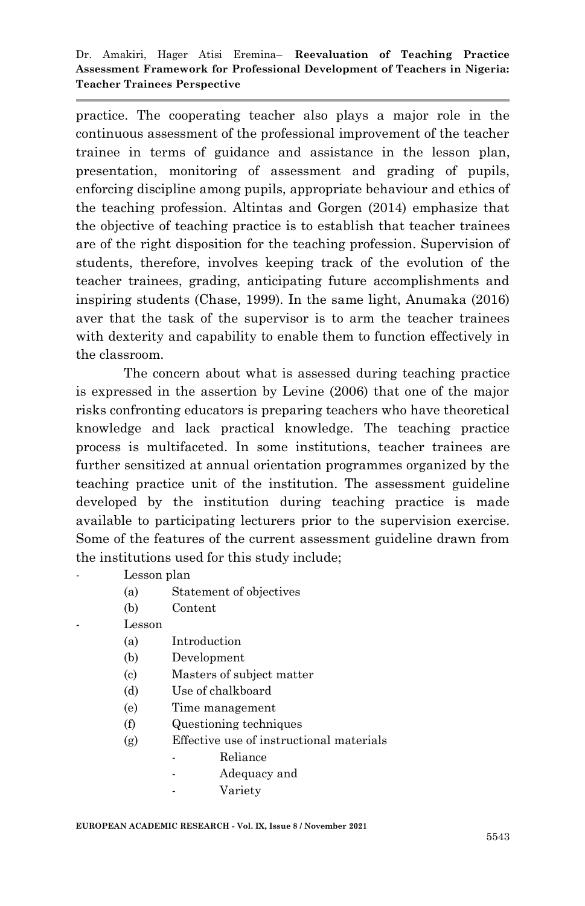practice. The cooperating teacher also plays a major role in the continuous assessment of the professional improvement of the teacher trainee in terms of guidance and assistance in the lesson plan, presentation, monitoring of assessment and grading of pupils, enforcing discipline among pupils, appropriate behaviour and ethics of the teaching profession. Altintas and Gorgen (2014) emphasize that the objective of teaching practice is to establish that teacher trainees are of the right disposition for the teaching profession. Supervision of students, therefore, involves keeping track of the evolution of the teacher trainees, grading, anticipating future accomplishments and inspiring students (Chase, 1999). In the same light, Anumaka (2016) aver that the task of the supervisor is to arm the teacher trainees with dexterity and capability to enable them to function effectively in the classroom.

The concern about what is assessed during teaching practice is expressed in the assertion by Levine (2006) that one of the major risks confronting educators is preparing teachers who have theoretical knowledge and lack practical knowledge. The teaching practice process is multifaceted. In some institutions, teacher trainees are further sensitized at annual orientation programmes organized by the teaching practice unit of the institution. The assessment guideline developed by the institution during teaching practice is made available to participating lecturers prior to the supervision exercise. Some of the features of the current assessment guideline drawn from the institutions used for this study include;

- Lesson plan
  - (a) Statement of objectives
  - (b) Content
- Lesson
  - (a) Introduction
  - (b) Development
  - (c) Masters of subject matter
  - (d) Use of chalkboard
  - (e) Time management
  - (f) Questioning techniques
  - (g) Effective use of instructional materials
    - Reliance
    - Adequacy and
    - Variety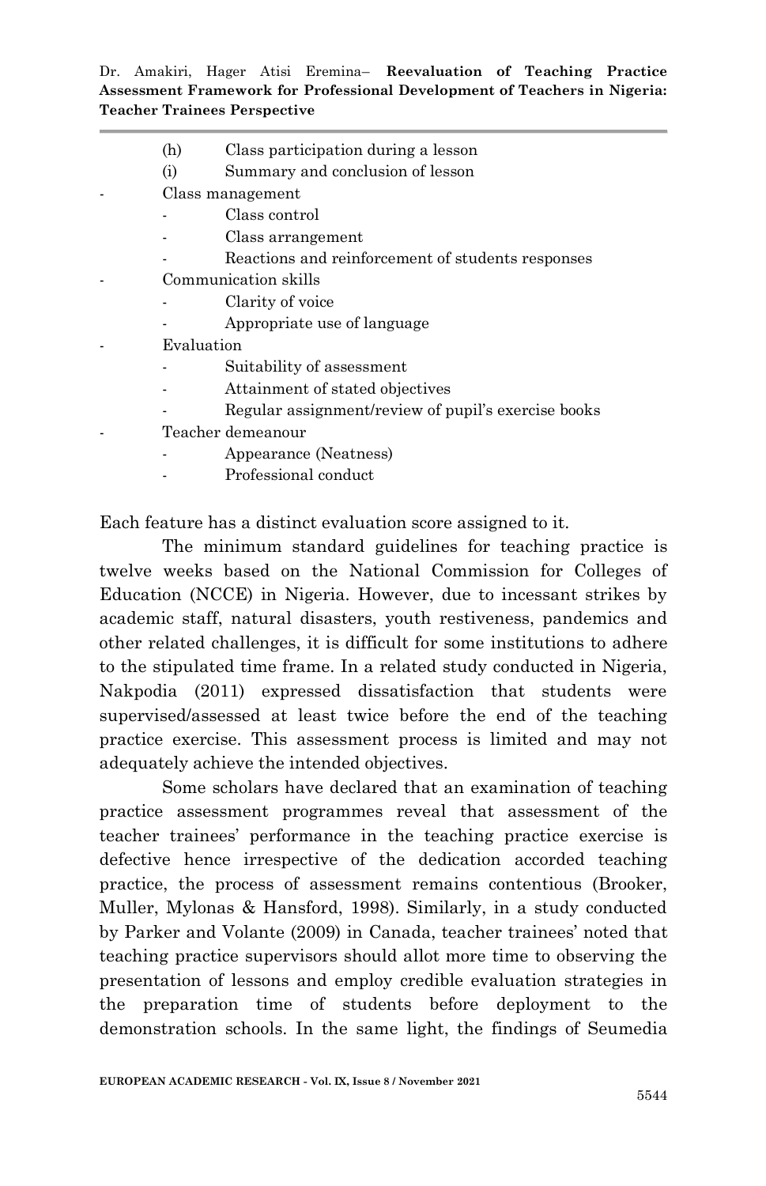(h) Class participation during a lesson
(i) Summary and conclusion of lesson

- Class management
  - Class control
  - Class arrangement
  - Reactions and reinforcement of students responses
- Communication skills
  - Clarity of voice
  - Appropriate use of language
- Evaluation
  - Suitability of assessment
  - Attainment of stated objectives
  - Regular assignment/review of pupil's exercise books
- Teacher demeanour
  - Appearance (Neatness)
  - Professional conduct

Each feature has a distinct evaluation score assigned to it.

The minimum standard guidelines for teaching practice is twelve weeks based on the National Commission for Colleges of Education (NCCE) in Nigeria. However, due to incessant strikes by academic staff, natural disasters, youth restiveness, pandemics and other related challenges, it is difficult for some institutions to adhere to the stipulated time frame. In a related study conducted in Nigeria, Nakpodia (2011) expressed dissatisfaction that students were supervised/assessed at least twice before the end of the teaching practice exercise. This assessment process is limited and may not adequately achieve the intended objectives.

Some scholars have declared that an examination of teaching practice assessment programmes reveal that assessment of the teacher trainees' performance in the teaching practice exercise is defective hence irrespective of the dedication accorded teaching practice, the process of assessment remains contentious (Brooker, Muller, Mylonas & Hansford, 1998). Similarly, in a study conducted by Parker and Volante (2009) in Canada, teacher trainees' noted that teaching practice supervisors should allot more time to observing the presentation of lessons and employ credible evaluation strategies in the preparation time of students before deployment to the demonstration schools. In the same light, the findings of Seumedia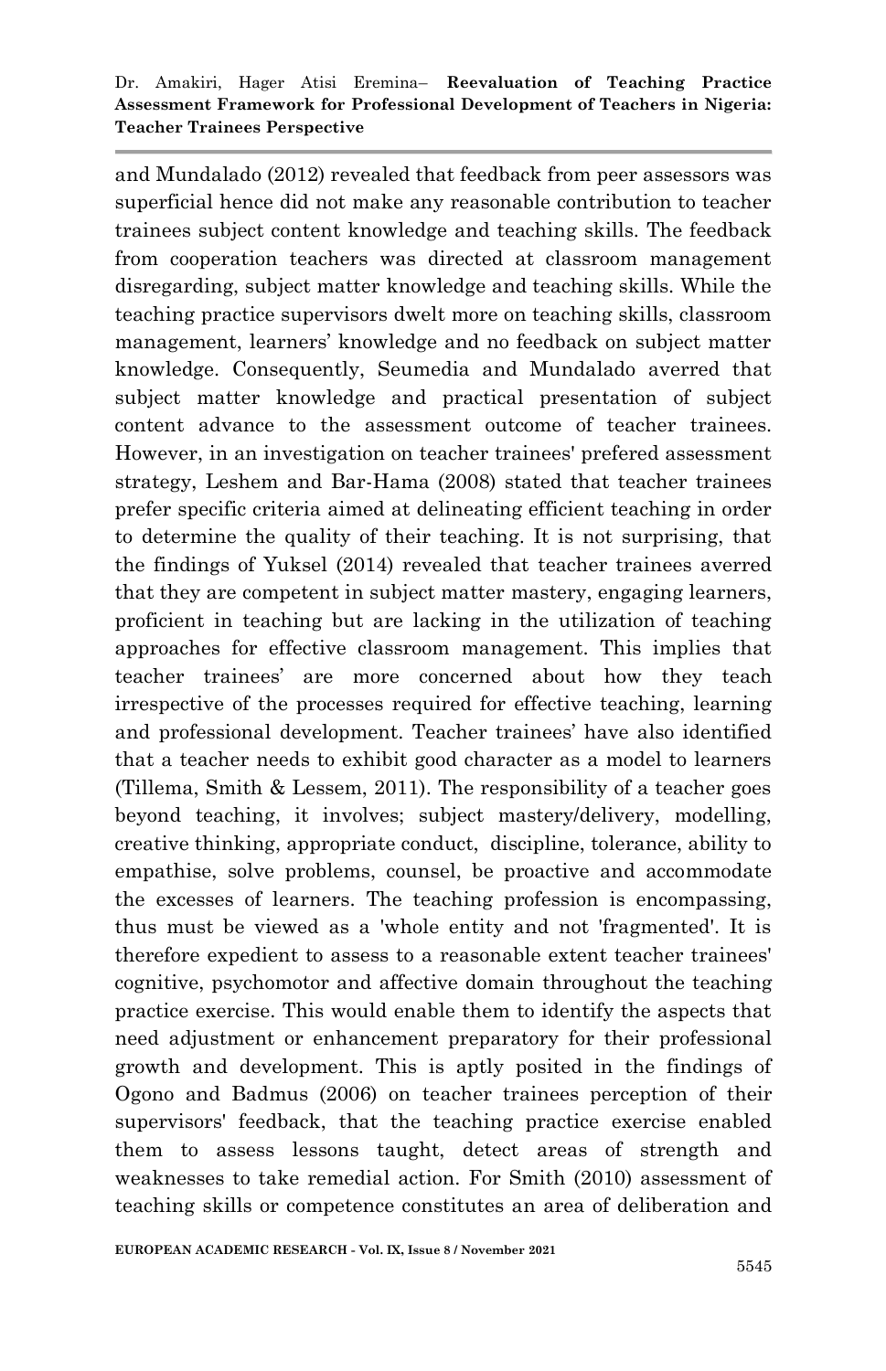and Mundalado (2012) revealed that feedback from peer assessors was superficial hence did not make any reasonable contribution to teacher trainees subject content knowledge and teaching skills. The feedback from cooperation teachers was directed at classroom management disregarding, subject matter knowledge and teaching skills. While the teaching practice supervisors dwelt more on teaching skills, classroom management, learners' knowledge and no feedback on subject matter knowledge. Consequently, Seumedia and Mundalado averred that subject matter knowledge and practical presentation of subject content advance to the assessment outcome of teacher trainees. However, in an investigation on teacher trainees' prefered assessment strategy, Leshem and Bar-Hama (2008) stated that teacher trainees prefer specific criteria aimed at delineating efficient teaching in order to determine the quality of their teaching. It is not surprising, that the findings of Yuksel (2014) revealed that teacher trainees averred that they are competent in subject matter mastery, engaging learners, proficient in teaching but are lacking in the utilization of teaching approaches for effective classroom management. This implies that teacher trainees' are more concerned about how they teach irrespective of the processes required for effective teaching, learning and professional development. Teacher trainees' have also identified that a teacher needs to exhibit good character as a model to learners (Tillema, Smith & Lessem, 2011). The responsibility of a teacher goes beyond teaching, it involves; subject mastery/delivery, modelling, creative thinking, appropriate conduct, discipline, tolerance, ability to empathise, solve problems, counsel, be proactive and accommodate the excesses of learners. The teaching profession is encompassing, thus must be viewed as a 'whole entity and not 'fragmented'. It is therefore expedient to assess to a reasonable extent teacher trainees' cognitive, psychomotor and affective domain throughout the teaching practice exercise. This would enable them to identify the aspects that need adjustment or enhancement preparatory for their professional growth and development. This is aptly posited in the findings of Ogono and Badmus (2006) on teacher trainees perception of their supervisors' feedback, that the teaching practice exercise enabled them to assess lessons taught, detect areas of strength and weaknesses to take remedial action. For Smith (2010) assessment of teaching skills or competence constitutes an area of deliberation and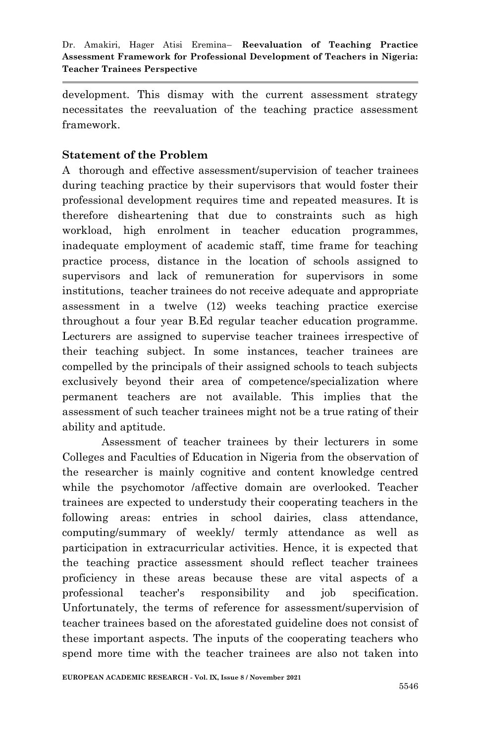development. This dismay with the current assessment strategy necessitates the reevaluation of the teaching practice assessment framework.

## Statement of the Problem

A thorough and effective assessment/supervision of teacher trainees during teaching practice by their supervisors that would foster their professional development requires time and repeated measures. It is therefore disheartening that due to constraints such as high workload, high enrolment in teacher education programmes, inadequate employment of academic staff, time frame for teaching practice process, distance in the location of schools assigned to supervisors and lack of remuneration for supervisors in some institutions, teacher trainees do not receive adequate and appropriate assessment in a twelve (12) weeks teaching practice exercise throughout a four year B.Ed regular teacher education programme. Lecturers are assigned to supervise teacher trainees irrespective of their teaching subject. In some instances, teacher trainees are compelled by the principals of their assigned schools to teach subjects exclusively beyond their area of competence/specialization where permanent teachers are not available. This implies that the assessment of such teacher trainees might not be a true rating of their ability and aptitude.

Assessment of teacher trainees by their lecturers in some Colleges and Faculties of Education in Nigeria from the observation of the researcher is mainly cognitive and content knowledge centred while the psychomotor /affective domain are overlooked. Teacher trainees are expected to understudy their cooperating teachers in the following areas: entries in school dairies, class attendance, computing/summary of weekly/ termly attendance as well as participation in extracurricular activities. Hence, it is expected that the teaching practice assessment should reflect teacher trainees proficiency in these areas because these are vital aspects of a professional teacher's responsibility and job specification. Unfortunately, the terms of reference for assessment/supervision of teacher trainees based on the aforestated guideline does not consist of these important aspects. The inputs of the cooperating teachers who spend more time with the teacher trainees are also not taken into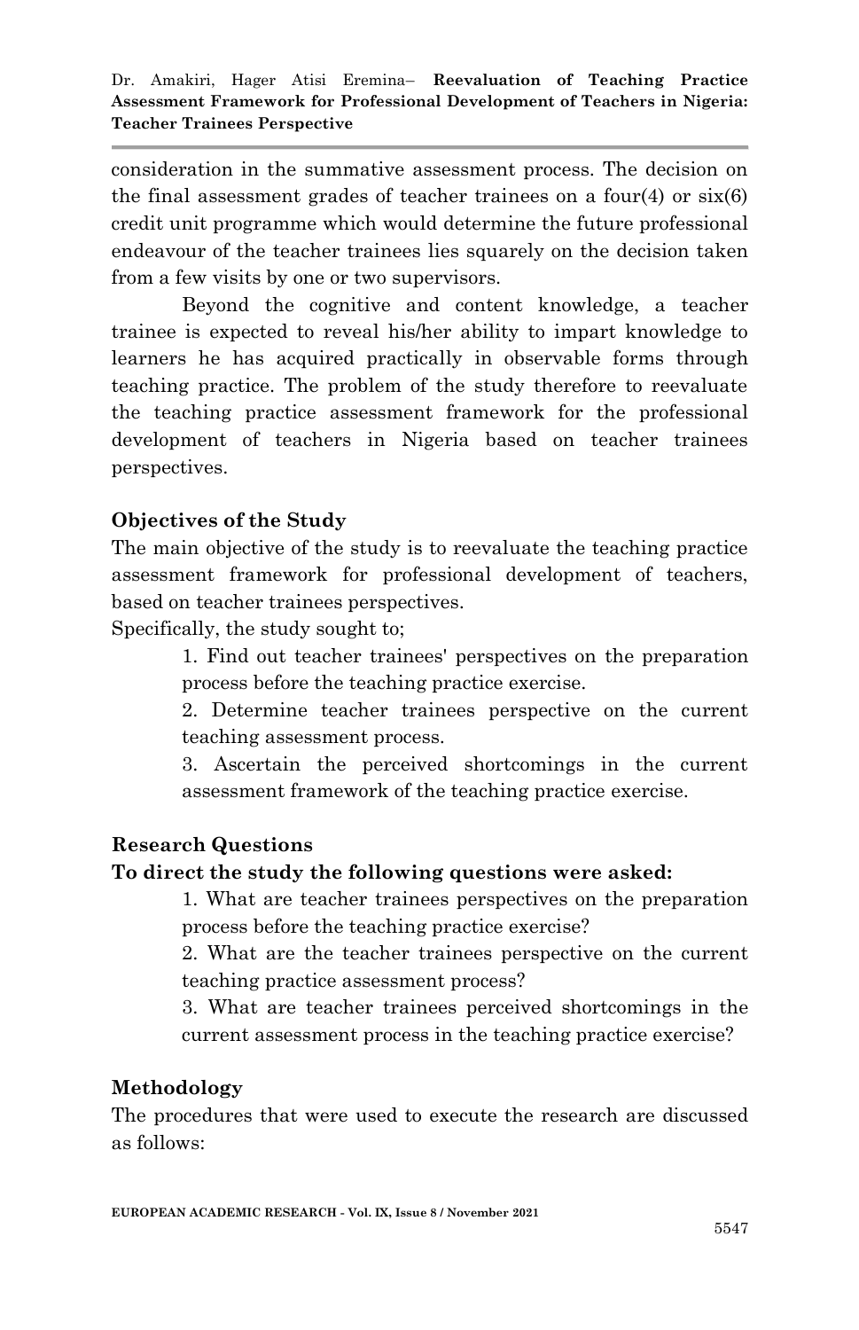consideration in the summative assessment process. The decision on the final assessment grades of teacher trainees on a four(4) or six(6) credit unit programme which would determine the future professional endeavour of the teacher trainees lies squarely on the decision taken from a few visits by one or two supervisors.

Beyond the cognitive and content knowledge, a teacher trainee is expected to reveal his/her ability to impart knowledge to learners he has acquired practically in observable forms through teaching practice. The problem of the study therefore to reevaluate the teaching practice assessment framework for the professional development of teachers in Nigeria based on teacher trainees perspectives.

## Objectives of the Study

The main objective of the study is to reevaluate the teaching practice assessment framework for professional development of teachers, based on teacher trainees perspectives.

Specifically, the study sought to;

1. Find out teacher trainees' perspectives on the preparation process before the teaching practice exercise.
2. Determine teacher trainees perspective on the current teaching assessment process.
3. Ascertain the perceived shortcomings in the current assessment framework of the teaching practice exercise.

## Research Questions

**To direct the study the following questions were asked:**

1. What are teacher trainees perspectives on the preparation process before the teaching practice exercise?
2. What are the teacher trainees perspective on the current teaching practice assessment process?
3. What are teacher trainees perceived shortcomings in the current assessment process in the teaching practice exercise?

## Methodology

The procedures that were used to execute the research are discussed as follows: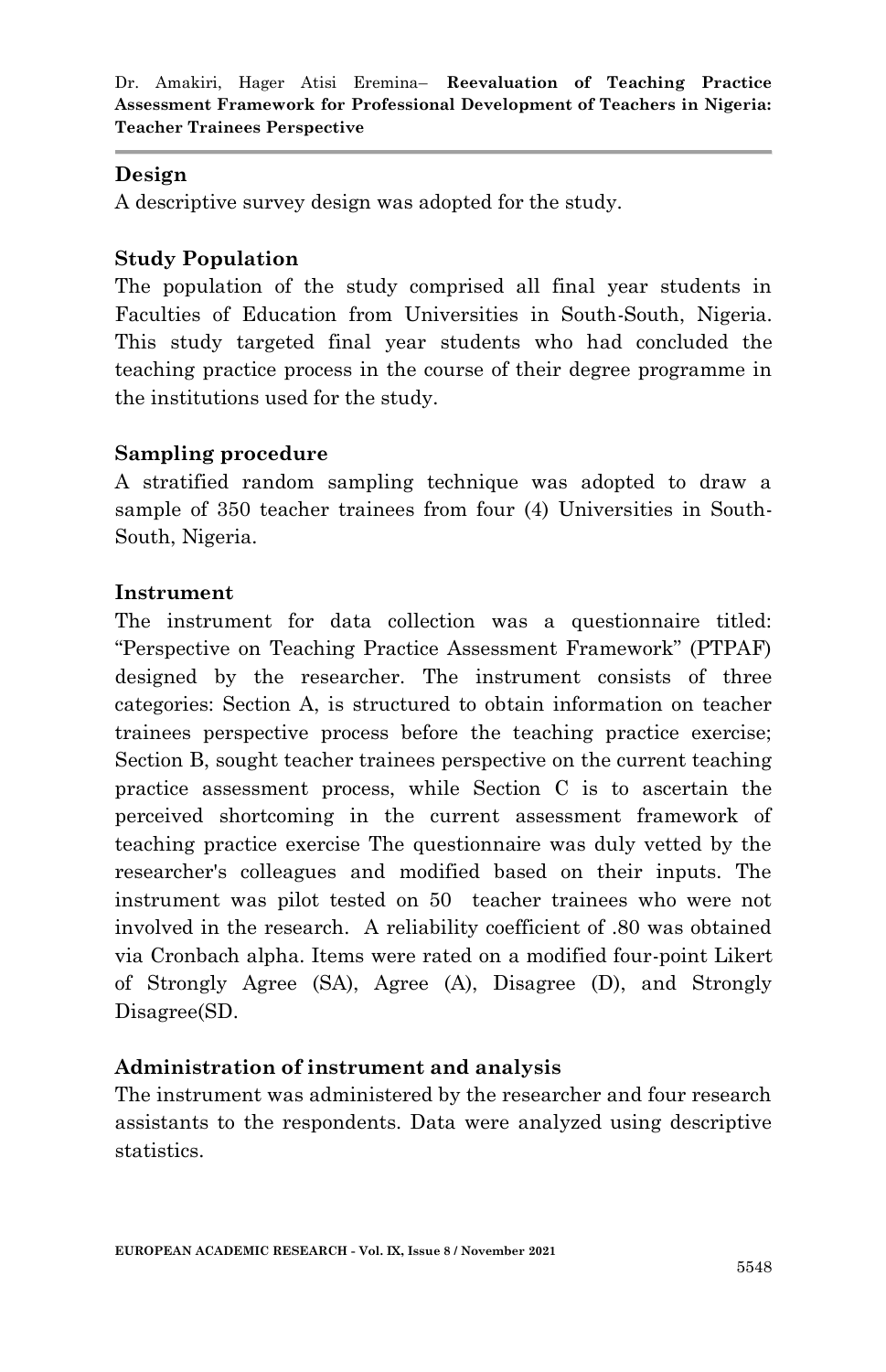### Design

A descriptive survey design was adopted for the study.

### Study Population

The population of the study comprised all final year students in Faculties of Education from Universities in South-South, Nigeria. This study targeted final year students who had concluded the teaching practice process in the course of their degree programme in the institutions used for the study.

### Sampling procedure

A stratified random sampling technique was adopted to draw a sample of 350 teacher trainees from four (4) Universities in South-South, Nigeria.

### Instrument

The instrument for data collection was a questionnaire titled: "Perspective on Teaching Practice Assessment Framework" (PTPAF) designed by the researcher. The instrument consists of three categories: Section A, is structured to obtain information on teacher trainees perspective process before the teaching practice exercise; Section B, sought teacher trainees perspective on the current teaching practice assessment process, while Section C is to ascertain the perceived shortcoming in the current assessment framework of teaching practice exercise The questionnaire was duly vetted by the researcher's colleagues and modified based on their inputs. The instrument was pilot tested on 50 teacher trainees who were not involved in the research. A reliability coefficient of .80 was obtained via Cronbach alpha. Items were rated on a modified four-point Likert of Strongly Agree (SA), Agree (A), Disagree (D), and Strongly Disagree(SD.

### Administration of instrument and analysis

The instrument was administered by the researcher and four research assistants to the respondents. Data were analyzed using descriptive statistics.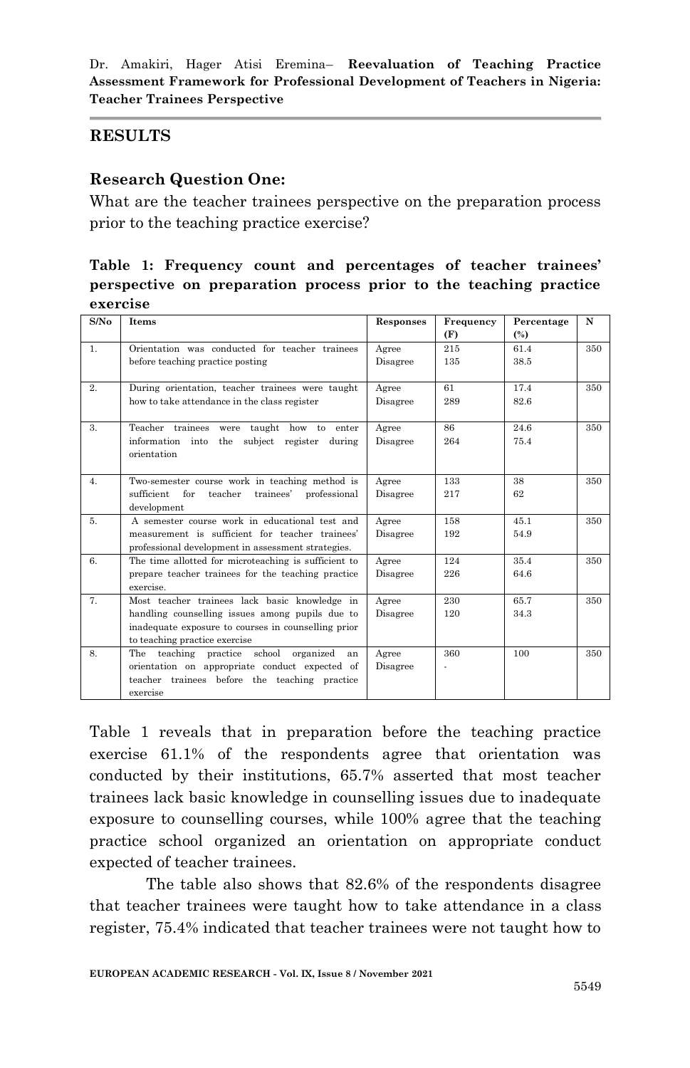## RESULTS

### Research Question One:

What are the teacher trainees perspective on the preparation process prior to the teaching practice exercise?

**Table 1: Frequency count and percentages of teacher trainees' perspective on preparation process prior to the teaching practice exercise**

| S/No | Items | Responses | Frequency (F) | Percentage (%) | N |
|---|---|---|---|---|---|
| 1. | Orientation was conducted for teacher trainees before teaching practice posting | Agree<br>Disagree | 215<br>135 | 61.4<br>38.5 | 350 |
| 2. | During orientation, teacher trainees were taught how to take attendance in the class register | Agree<br>Disagree | 61<br>289 | 17.4<br>82.6 | 350 |
| 3. | Teacher trainees were taught how to enter information into the subject register during orientation | Agree<br>Disagree | 86<br>264 | 24.6<br>75.4 | 350 |
| 4. | Two-semester course work in teaching method is sufficient for teacher trainees' professional development | Agree<br>Disagree | 133<br>217 | 38<br>62 | 350 |
| 5. | A semester course work in educational test and measurement is sufficient for teacher trainees' professional development in assessment strategies. | Agree<br>Disagree | 158<br>192 | 45.1<br>54.9 | 350 |
| 6. | The time allotted for microteaching is sufficient to prepare teacher trainees for the teaching practice exercise. | Agree<br>Disagree | 124<br>226 | 35.4<br>64.6 | 350 |
| 7. | Most teacher trainees lack basic knowledge in handling counselling issues among pupils due to inadequate exposure to courses in counselling prior to teaching practice exercise | Agree<br>Disagree | 230<br>120 | 65.7<br>34.3 | 350 |
| 8. | The teaching practice school organized an orientation on appropriate conduct expected of teacher trainees before the teaching practice exercise | Agree<br>Disagree | 360<br>- | 100 | 350 |

Table 1 reveals that in preparation before the teaching practice exercise 61.1% of the respondents agree that orientation was conducted by their institutions, 65.7% asserted that most teacher trainees lack basic knowledge in counselling issues due to inadequate exposure to counselling courses, while 100% agree that the teaching practice school organized an orientation on appropriate conduct expected of teacher trainees.

The table also shows that 82.6% of the respondents disagree that teacher trainees were taught how to take attendance in a class register, 75.4% indicated that teacher trainees were not taught how to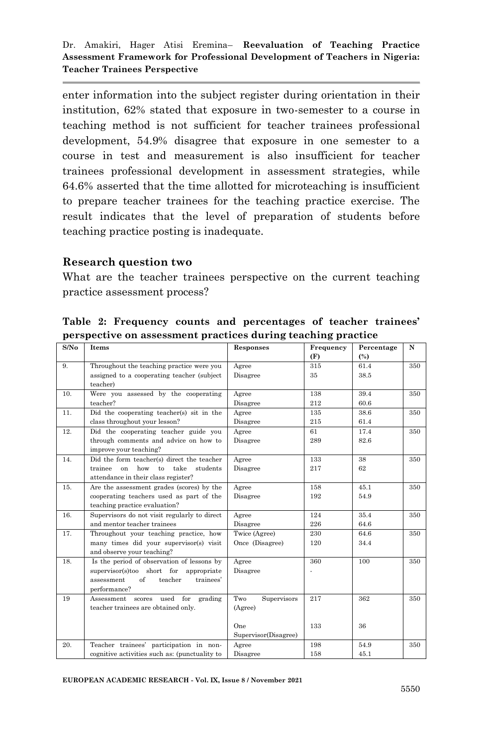enter information into the subject register during orientation in their institution, 62% stated that exposure in two-semester to a course in teaching method is not sufficient for teacher trainees professional development, 54.9% disagree that exposure in one semester to a course in test and measurement is also insufficient for teacher trainees professional development in assessment strategies, while 64.6% asserted that the time allotted for microteaching is insufficient to prepare teacher trainees for the teaching practice exercise. The result indicates that the level of preparation of students before teaching practice posting is inadequate.

## Research question two

What are the teacher trainees perspective on the current teaching practice assessment process?

**Table 2: Frequency counts and percentages of teacher trainees' perspective on assessment practices during teaching practice**

| S/No | Items | Responses | Frequency (F) | Percentage (%) | N |
|---|---|---|---|---|---|
| 9. | Throughout the teaching practice were you assigned to a cooperating teacher (subject teacher) | Agree<br>Disagree | 315<br>35 | 61.4<br>38.5 | 350 |
| 10. | Were you assessed by the cooperating teacher? | Agree<br>Disagree | 138<br>212 | 39.4<br>60.6 | 350 |
| 11. | Did the cooperating teacher(s) sit in the class throughout your lesson? | Agree<br>Disagree | 135<br>215 | 38.6<br>61.4 | 350 |
| 12. | Did the cooperating teacher guide you through comments and advice on how to improve your teaching? | Agree<br>Disagree | 61<br>289 | 17.4<br>82.6 | 350 |
| 14. | Did the form teacher(s) direct the teacher trainee on how to take students attendance in their class register? | Agree<br>Disagree | 133<br>217 | 38<br>62 | 350 |
| 15. | Are the assessment grades (scores) by the cooperating teachers used as part of the teaching practice evaluation? | Agree<br>Disagree | 158<br>192 | 45.1<br>54.9 | 350 |
| 16. | Supervisors do not visit regularly to direct and mentor teacher trainees | Agree<br>Disagree | 124<br>226 | 35.4<br>64.6 | 350 |
| 17. | Throughout your teaching practice, how many times did your supervisor(s) visit and observe your teaching? | Twice (Agree)<br>Once (Disagree) | 230<br>120 | 64.6<br>34.4 | 350 |
| 18. | Is the period of observation of lessons by supervisor(s)too short for appropriate assessment of teacher trainees' performance? | Agree<br>Disagree | 360<br>- | 100 | 350 |
| 19 | Assessment scores used for grading teacher trainees are obtained only. | Two Supervisors (Agree)<br>One Supervisor(Disagree) | 217<br>133 | 362<br>36 | 350 |
| 20. | Teacher trainees' participation in non-cognitive activities such as: (punctuality to | Agree<br>Disagree | 198<br>158 | 54.9<br>45.1 | 350 |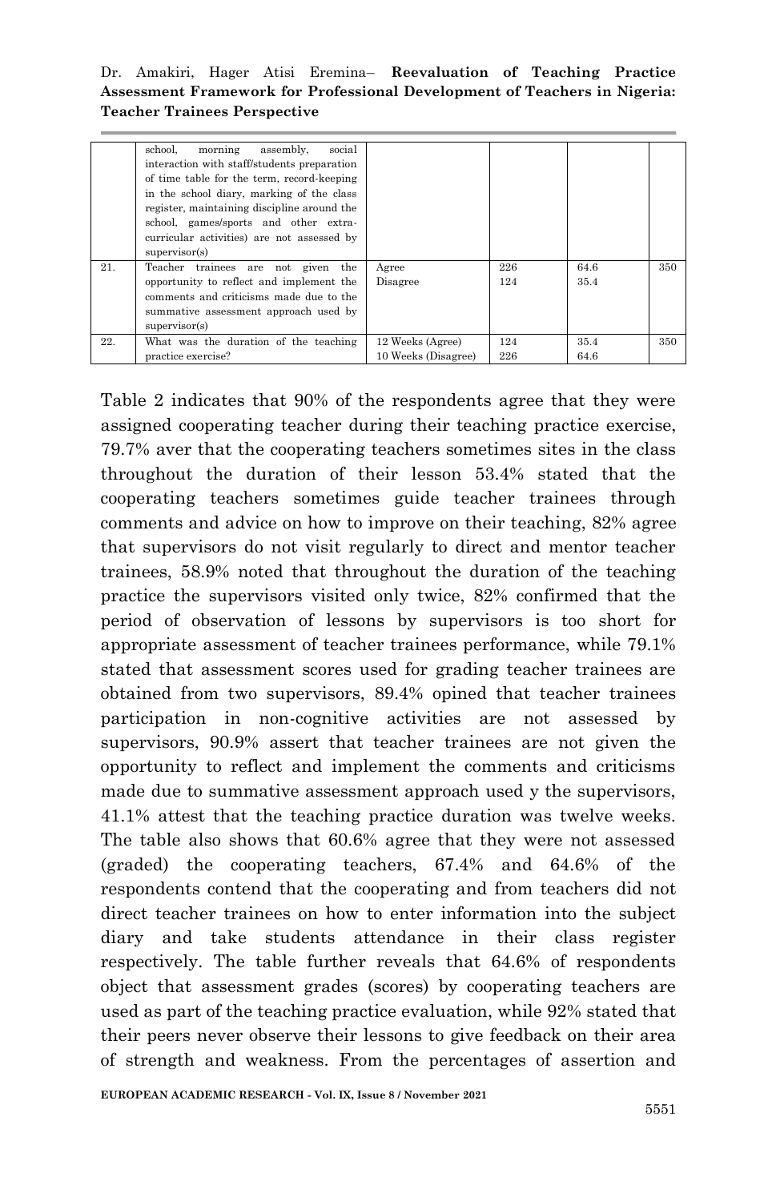|  | school, morning assembly, social interaction with staff/students preparation of time table for the term, record-keeping in the school diary, marking of the class register, maintaining discipline around the school, games/sports and other extra-curricular activities) are not assessed by supervisor(s) |  |  |  |  |
|---|---|---|---|---|---|
| 21. | Teacher trainees are not given the opportunity to reflect and implement the comments and criticisms made due to the summative assessment approach used by supervisor(s) | Agree<br>Disagree | 226<br>124 | 64.6<br>35.4 | 350 |
| 22. | What was the duration of the teaching practice exercise? | 12 Weeks (Agree)<br>10 Weeks (Disagree) | 124<br>226 | 35.4<br>64.6 | 350 |

Table 2 indicates that 90% of the respondents agree that they were assigned cooperating teacher during their teaching practice exercise, 79.7% aver that the cooperating teachers sometimes sites in the class throughout the duration of their lesson 53.4% stated that the cooperating teachers sometimes guide teacher trainees through comments and advice on how to improve on their teaching, 82% agree that supervisors do not visit regularly to direct and mentor teacher trainees, 58.9% noted that throughout the duration of the teaching practice the supervisors visited only twice, 82% confirmed that the period of observation of lessons by supervisors is too short for appropriate assessment of teacher trainees performance, while 79.1% stated that assessment scores used for grading teacher trainees are obtained from two supervisors, 89.4% opined that teacher trainees participation in non-cognitive activities are not assessed by supervisors, 90.9% assert that teacher trainees are not given the opportunity to reflect and implement the comments and criticisms made due to summative assessment approach used y the supervisors, 41.1% attest that the teaching practice duration was twelve weeks. The table also shows that 60.6% agree that they were not assessed (graded) the cooperating teachers, 67.4% and 64.6% of the respondents contend that the cooperating and from teachers did not direct teacher trainees on how to enter information into the subject diary and take students attendance in their class register respectively. The table further reveals that 64.6% of respondents object that assessment grades (scores) by cooperating teachers are used as part of the teaching practice evaluation, while 92% stated that their peers never observe their lessons to give feedback on their area of strength and weakness. From the percentages of assertion and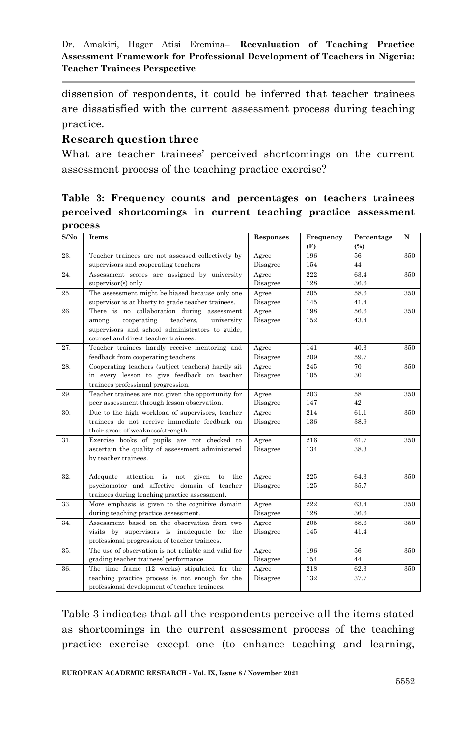dissension of respondents, it could be inferred that teacher trainees are dissatisfied with the current assessment process during teaching practice.

### Research question three

What are teacher trainees' perceived shortcomings on the current assessment process of the teaching practice exercise?

**Table 3: Frequency counts and percentages on teachers trainees perceived shortcomings in current teaching practice assessment process**

| S/No | Items | Responses | Frequency (F) | Percentage (%) | N |
|---|---|---|---|---|---|
| 23. | Teacher trainees are not assessed collectively by supervisors and cooperating teachers | Agree<br>Disagree | 196<br>154 | 56<br>44 | 350 |
| 24. | Assessment scores are assigned by university supervisor(s) only | Agree<br>Disagree | 222<br>128 | 63.4<br>36.6 | 350 |
| 25. | The assessment might be biased because only one supervisor is at liberty to grade teacher trainees. | Agree<br>Disagree | 205<br>145 | 58.6<br>41.4 | 350 |
| 26. | There is no collaboration during assessment among cooperating teachers, university supervisors and school administrators to guide, counsel and direct teacher trainees. | Agree<br>Disagree | 198<br>152 | 56.6<br>43.4 | 350 |
| 27. | Teacher trainees hardly receive mentoring and feedback from cooperating teachers. | Agree<br>Disagree | 141<br>209 | 40.3<br>59.7 | 350 |
| 28. | Cooperating teachers (subject teachers) hardly sit in every lesson to give feedback on teacher trainees professional progression. | Agree<br>Disagree | 245<br>105 | 70<br>30 | 350 |
| 29. | Teacher trainees are not given the opportunity for peer assessment through lesson observation. | Agree<br>Disagree | 203<br>147 | 58<br>42 | 350 |
| 30. | Due to the high workload of supervisors, teacher trainees do not receive immediate feedback on their areas of weakness/strength. | Agree<br>Disagree | 214<br>136 | 61.1<br>38.9 | 350 |
| 31. | Exercise books of pupils are not checked to ascertain the quality of assessment administered by teacher trainees. | Agree<br>Disagree | 216<br>134 | 61.7<br>38.3 | 350 |
| 32. | Adequate attention is not given to the psychomotor and affective domain of teacher trainees during teaching practice assessment. | Agree<br>Disagree | 225<br>125 | 64.3<br>35.7 | 350 |
| 33. | More emphasis is given to the cognitive domain during teaching practice assessment. | Agree<br>Disagree | 222<br>128 | 63.4<br>36.6 | 350 |
| 34. | Assessment based on the observation from two visits by supervisors is inadequate for the professional progression of teacher trainees. | Agree<br>Disagree | 205<br>145 | 58.6<br>41.4 | 350 |
| 35. | The use of observation is not reliable and valid for grading teacher trainees' performance. | Agree<br>Disagree | 196<br>154 | 56<br>44 | 350 |
| 36. | The time frame (12 weeks) stipulated for the teaching practice process is not enough for the professional development of teacher trainees. | Agree<br>Disagree | 218<br>132 | 62.3<br>37.7 | 350 |

Table 3 indicates that all the respondents perceive all the items stated as shortcomings in the current assessment process of the teaching practice exercise except one (to enhance teaching and learning,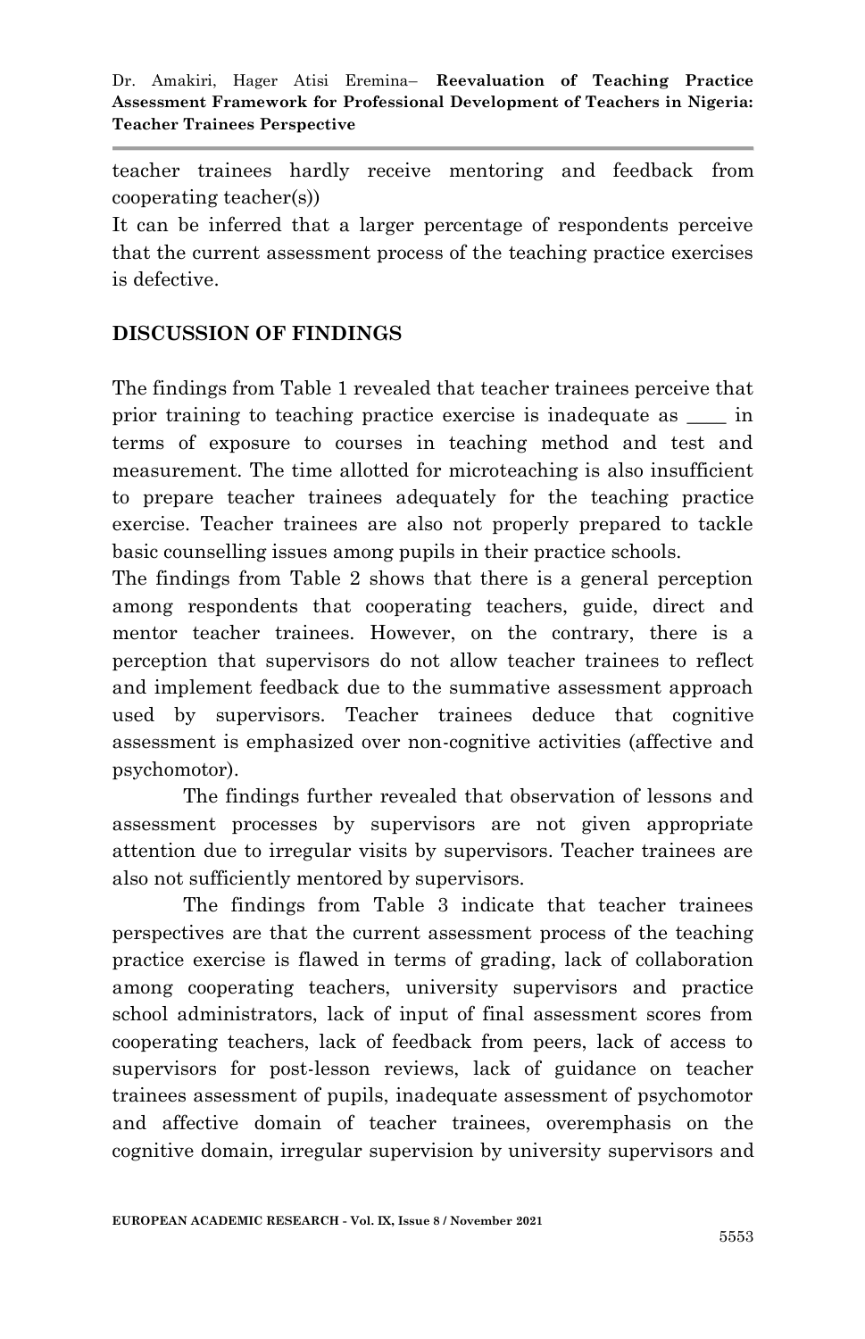teacher trainees hardly receive mentoring and feedback from cooperating teacher(s))

It can be inferred that a larger percentage of respondents perceive that the current assessment process of the teaching practice exercises is defective.

## DISCUSSION OF FINDINGS

The findings from Table 1 revealed that teacher trainees perceive that prior training to teaching practice exercise is inadequate as ____ in terms of exposure to courses in teaching method and test and measurement. The time allotted for microteaching is also insufficient to prepare teacher trainees adequately for the teaching practice exercise. Teacher trainees are also not properly prepared to tackle basic counselling issues among pupils in their practice schools.

The findings from Table 2 shows that there is a general perception among respondents that cooperating teachers, guide, direct and mentor teacher trainees. However, on the contrary, there is a perception that supervisors do not allow teacher trainees to reflect and implement feedback due to the summative assessment approach used by supervisors. Teacher trainees deduce that cognitive assessment is emphasized over non-cognitive activities (affective and psychomotor).

The findings further revealed that observation of lessons and assessment processes by supervisors are not given appropriate attention due to irregular visits by supervisors. Teacher trainees are also not sufficiently mentored by supervisors.

The findings from Table 3 indicate that teacher trainees perspectives are that the current assessment process of the teaching practice exercise is flawed in terms of grading, lack of collaboration among cooperating teachers, university supervisors and practice school administrators, lack of input of final assessment scores from cooperating teachers, lack of feedback from peers, lack of access to supervisors for post-lesson reviews, lack of guidance on teacher trainees assessment of pupils, inadequate assessment of psychomotor and affective domain of teacher trainees, overemphasis on the cognitive domain, irregular supervision by university supervisors and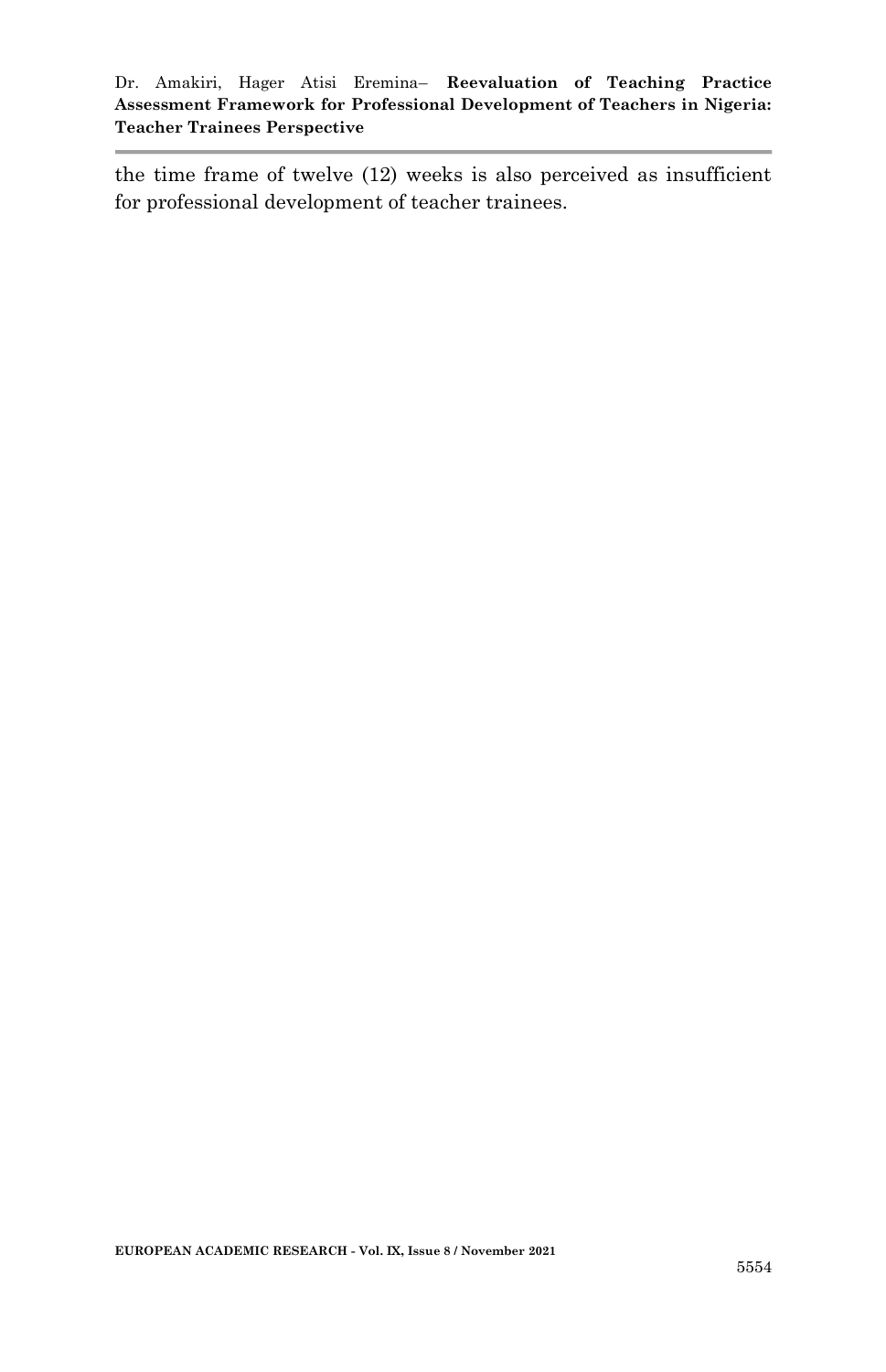the time frame of twelve (12) weeks is also perceived as insufficient for professional development of teacher trainees.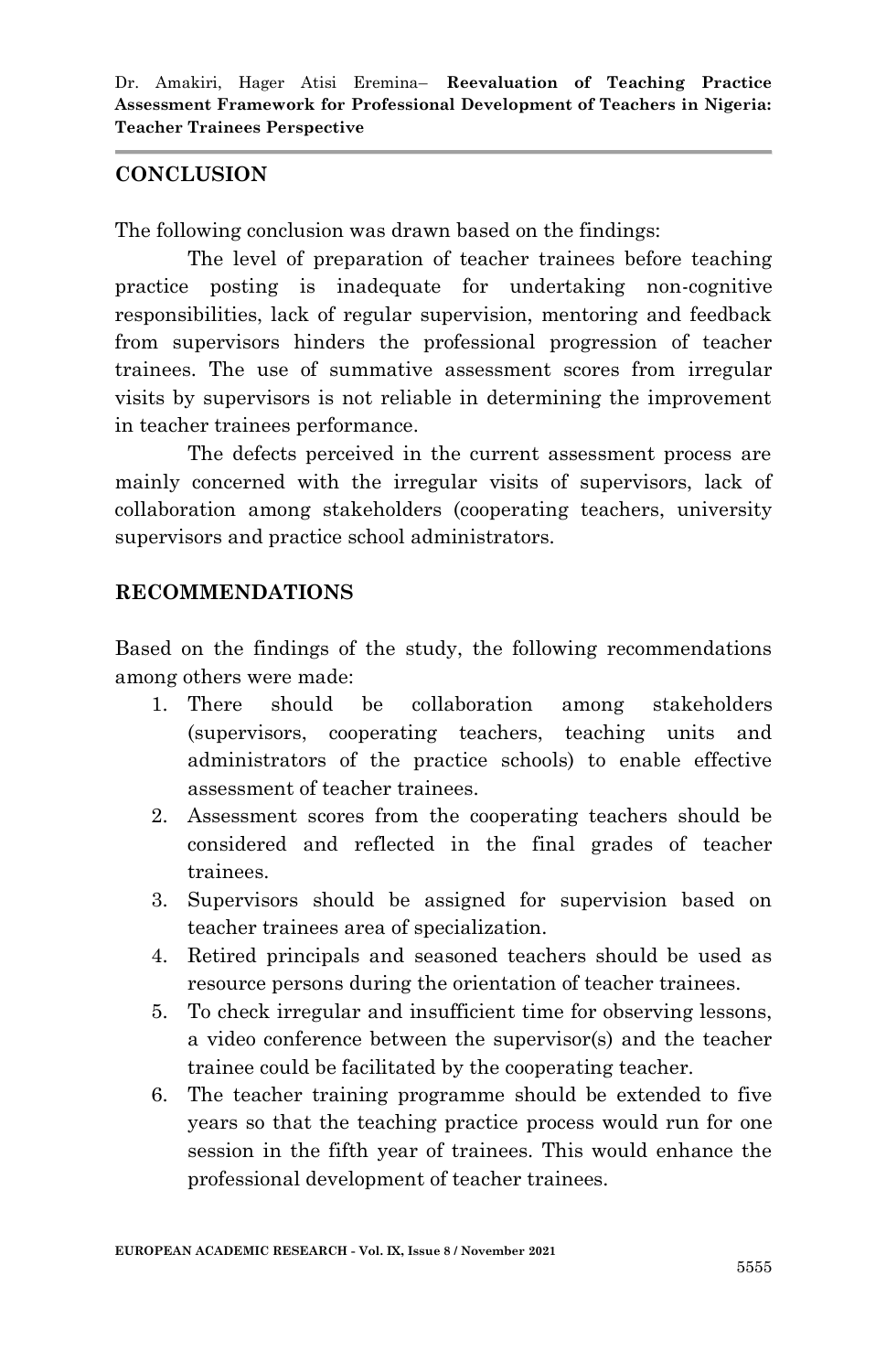## CONCLUSION

The following conclusion was drawn based on the findings:

The level of preparation of teacher trainees before teaching practice posting is inadequate for undertaking non-cognitive responsibilities, lack of regular supervision, mentoring and feedback from supervisors hinders the professional progression of teacher trainees. The use of summative assessment scores from irregular visits by supervisors is not reliable in determining the improvement in teacher trainees performance.

The defects perceived in the current assessment process are mainly concerned with the irregular visits of supervisors, lack of collaboration among stakeholders (cooperating teachers, university supervisors and practice school administrators.

## RECOMMENDATIONS

Based on the findings of the study, the following recommendations among others were made:

1. There should be collaboration among stakeholders (supervisors, cooperating teachers, teaching units and administrators of the practice schools) to enable effective assessment of teacher trainees.
2. Assessment scores from the cooperating teachers should be considered and reflected in the final grades of teacher trainees.
3. Supervisors should be assigned for supervision based on teacher trainees area of specialization.
4. Retired principals and seasoned teachers should be used as resource persons during the orientation of teacher trainees.
5. To check irregular and insufficient time for observing lessons, a video conference between the supervisor(s) and the teacher trainee could be facilitated by the cooperating teacher.
6. The teacher training programme should be extended to five years so that the teaching practice process would run for one session in the fifth year of trainees. This would enhance the professional development of teacher trainees.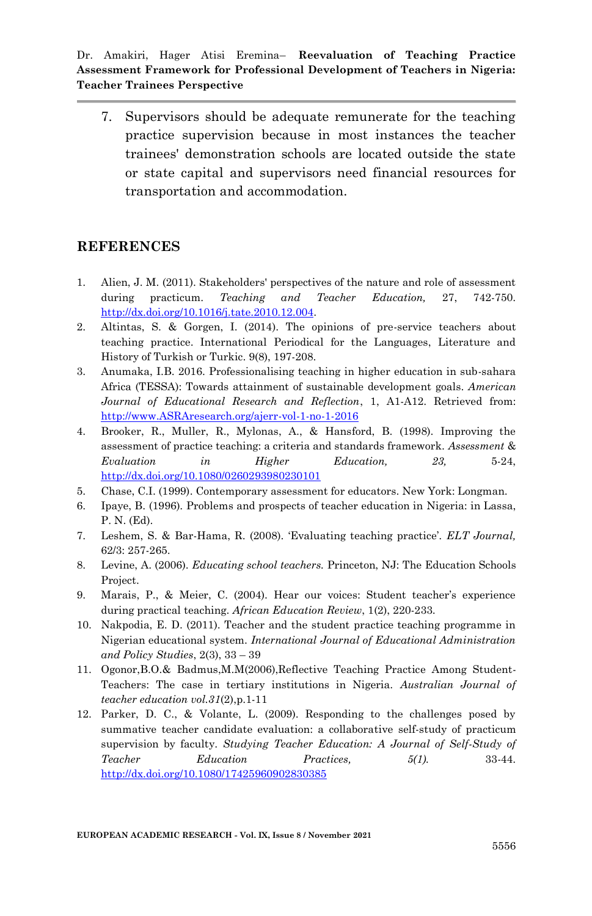7. Supervisors should be adequate remunerate for the teaching practice supervision because in most instances the teacher trainees' demonstration schools are located outside the state or state capital and supervisors need financial resources for transportation and accommodation.

## REFERENCES

1. Alien, J. M. (2011). Stakeholders' perspectives of the nature and role of assessment during practicum. *Teaching and Teacher Education,* 27, 742-750. http://dx.doi.org/10.1016/j.tate.2010.12.004.
2. Altintas, S. & Gorgen, I. (2014). The opinions of pre-service teachers about teaching practice. International Periodical for the Languages, Literature and History of Turkish or Turkic. 9(8), 197-208.
3. Anumaka, I.B. 2016. Professionalising teaching in higher education in sub-sahara Africa (TESSA): Towards attainment of sustainable development goals. *American Journal of Educational Research and Reflection*, 1, A1-A12. Retrieved from: http://www.ASRAresearch.org/ajerr-vol-1-no-1-2016
4. Brooker, R., Muller, R., Mylonas, A., & Hansford, B. (1998). Improving the assessment of practice teaching: a criteria and standards framework. *Assessment & Evaluation in Higher Education, 23,* 5-24, http://dx.doi.org/10.1080/0260293980230101
5. Chase, C.I. (1999). Contemporary assessment for educators. New York: Longman.
6. Ipaye, B. (1996). Problems and prospects of teacher education in Nigeria: in Lassa, P. N. (Ed).
7. Leshem, S. & Bar-Hama, R. (2008). 'Evaluating teaching practice'. *ELT Journal,* 62/3: 257-265.
8. Levine, A. (2006). *Educating school teachers.* Princeton, NJ: The Education Schools Project.
9. Marais, P., & Meier, C. (2004). Hear our voices: Student teacher's experience during practical teaching. *African Education Review*, 1(2), 220-233.
10. Nakpodia, E. D. (2011). Teacher and the student practice teaching programme in Nigerian educational system. *International Journal of Educational Administration and Policy Studies*, 2(3), 33 – 39
11. Ogonor,B.O.& Badmus,M.M(2006),Reflective Teaching Practice Among Student-Teachers: The case in tertiary institutions in Nigeria. *Australian Journal of teacher education vol.31*(2),p.1-11
12. Parker, D. C., & Volante, L. (2009). Responding to the challenges posed by summative teacher candidate evaluation: a collaborative self-study of practicum supervision by faculty. *Studying Teacher Education: A Journal of Self-Study of Teacher Education Practices, 5(1).* 33-44. http://dx.doi.org/10.1080/17425960902830385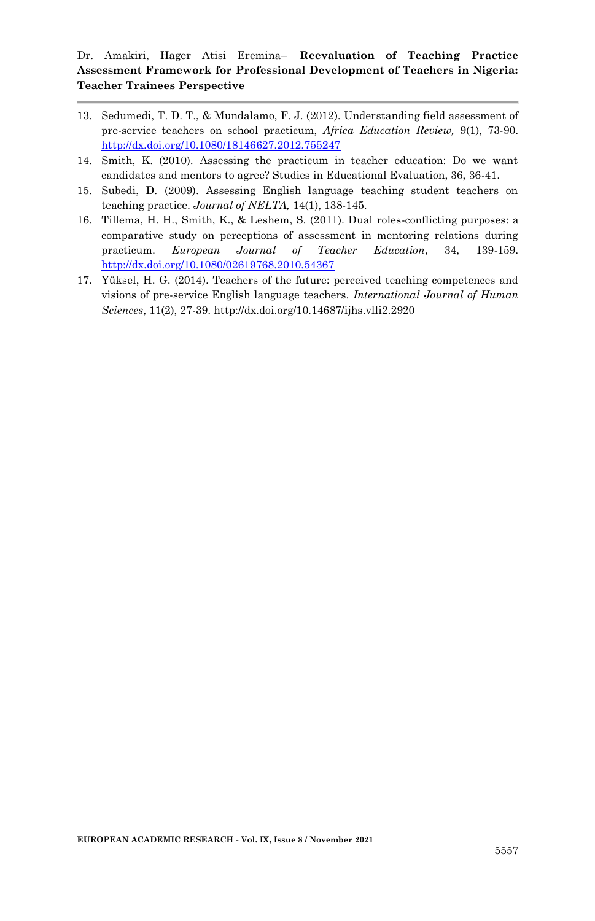13. Sedumedi, T. D. T., & Mundalamo, F. J. (2012). Understanding field assessment of pre-service teachers on school practicum, *Africa Education Review,* 9(1), 73-90. http://dx.doi.org/10.1080/18146627.2012.755247
14. Smith, K. (2010). Assessing the practicum in teacher education: Do we want candidates and mentors to agree? Studies in Educational Evaluation, 36, 36-41.
15. Subedi, D. (2009). Assessing English language teaching student teachers on teaching practice. *Journal of NELTA,* 14(1), 138-145.
16. Tillema, H. H., Smith, K., & Leshem, S. (2011). Dual roles-conflicting purposes: a comparative study on perceptions of assessment in mentoring relations during practicum. *European Journal of Teacher Education*, 34, 139-159. http://dx.doi.org/10.1080/02619768.2010.54367
17. Yüksel, H. G. (2014). Teachers of the future: perceived teaching competences and visions of pre-service English language teachers. *International Journal of Human Sciences*, 11(2), 27-39. http://dx.doi.org/10.14687/ijhs.vlli2.2920